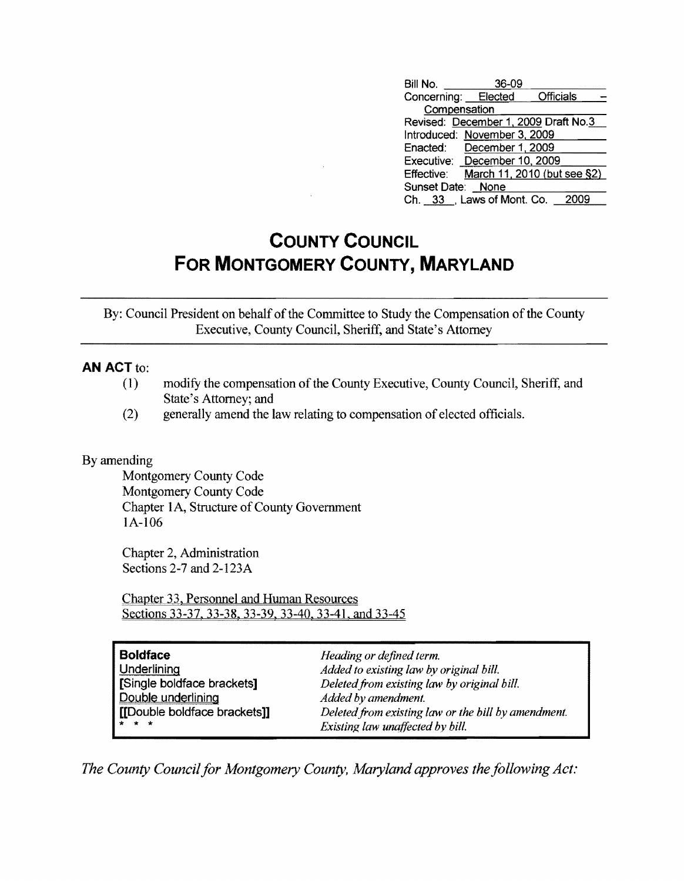| | |
|---|---|
| Bill No. | 36-09 |
| Concerning: | Elected Officials – Compensation |
| Revised: | December 1, 2009 Draft No.3 |
| Introduced: | November 3, 2009 |
| Enacted: | December 1, 2009 |
| Executive: | December 10, 2009 |
| Effective: | March 11, 2010 (but see §2) |
| Sunset Date: | None |
| Ch. 33, Laws of Mont. Co. | 2009 |

# COUNTY COUNCIL FOR MONTGOMERY COUNTY, MARYLAND

By: Council President on behalf of the Committee to Study the Compensation of the County Executive, County Council, Sheriff, and State's Attorney

**AN ACT** to:

(1) modify the compensation of the County Executive, County Council, Sheriff, and State's Attorney; and
(2) generally amend the law relating to compensation of elected officials.

By amending

Montgomery County Code
Montgomery County Code
Chapter 1A, Structure of County Government
1A-106

Chapter 2, Administration
Sections 2-7 and 2-123A

Chapter 33, Personnel and Human Resources
Sections 33-37, 33-38, 33-39, 33-40, 33-41, and 33-45

| | |
|---|---|
| **Boldface** | *Heading or defined term.* |
| Underlining | *Added to existing law by original bill.* |
| **[Single boldface brackets]** | *Deleted from existing law by original bill.* |
| Double underlining | *Added by amendment.* |
| **[[Double boldface brackets]]** | *Deleted from existing law or the bill by amendment.* |
| * * * | *Existing law unaffected by bill.* |

*The County Council for Montgomery County, Maryland approves the following Act:*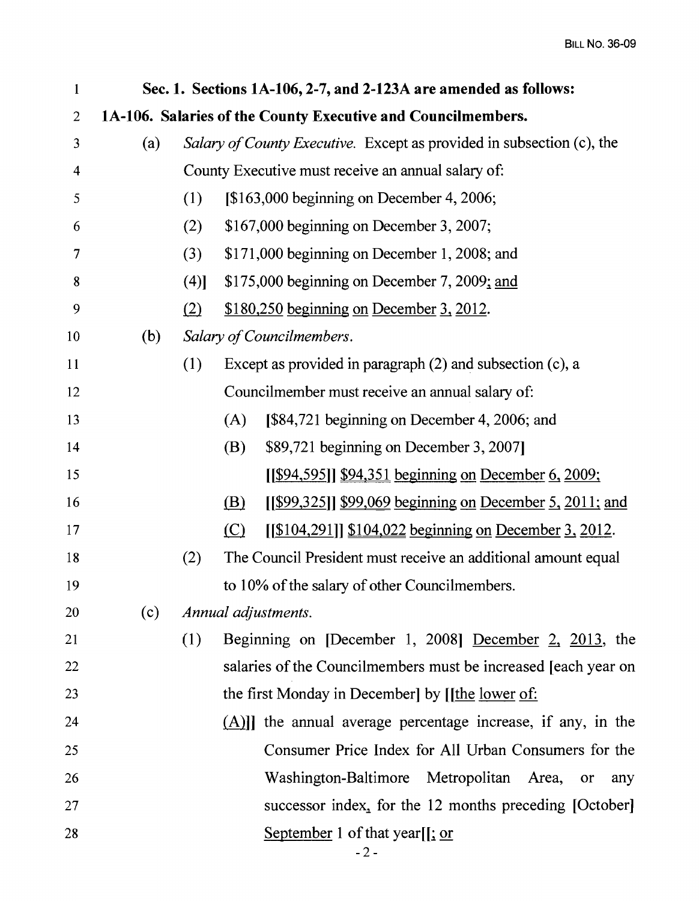**Sec. 1. Sections 1A-106, 2-7, and 2-123A are amended as follows:**

**1A-106. Salaries of the County Executive and Councilmembers.**

(a) *Salary of County Executive.* Except as provided in subsection (c), the County Executive must receive an annual salary of:

(1) [$163,000 beginning on December 4, 2006;

(2) $167,000 beginning on December 3, 2007;

(3) $171,000 beginning on December 1, 2008; and

(4)] $175,000 beginning on December 7, 2009; and

(2) $180,250 beginning on December 3, 2012.

(b) *Salary of Councilmembers.*

(1) Except as provided in paragraph (2) and subsection (c), a Councilmember must receive an annual salary of:

(A) [$84,721 beginning on December 4, 2006; and

(B) $89,721 beginning on December 3, 2007]

[[$94,595]] $94,351 beginning on December 6, 2009;

(B) [[$99,325]] $99,069 beginning on December 5, 2011; and

(C) [[$104,291]] $104,022 beginning on December 3, 2012.

(2) The Council President must receive an additional amount equal to 10% of the salary of other Councilmembers.

(c) *Annual adjustments.*

(1) Beginning on [December 1, 2008] December 2, 2013, the salaries of the Councilmembers must be increased [each year on the first Monday in December] by [[the lower of:

(A)]] the annual average percentage increase, if any, in the Consumer Price Index for All Urban Consumers for the Washington-Baltimore Metropolitan Area, or any successor index, for the 12 months preceding [October] September 1 of that year[[; or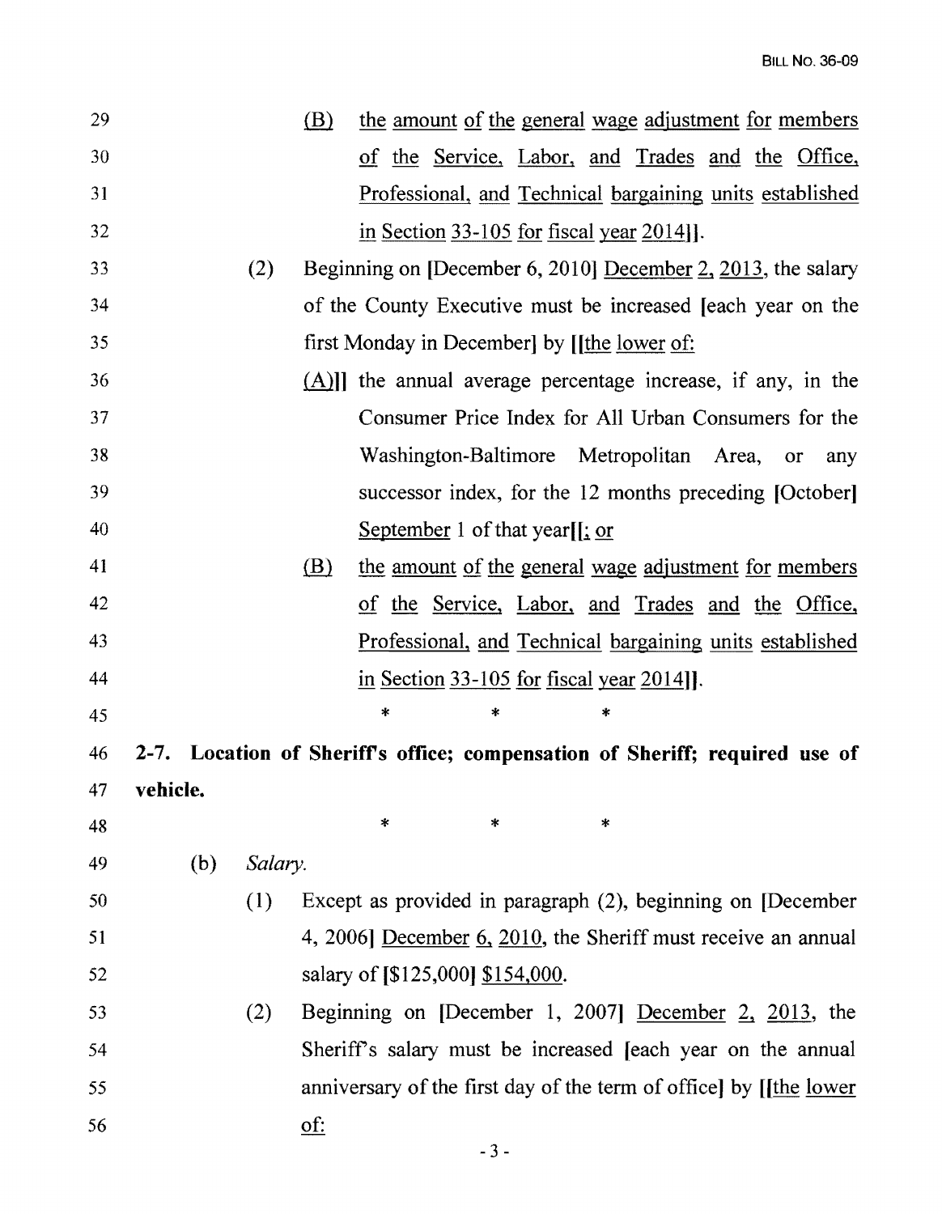29 (B) the amount of the general wage adjustment for members
30 of the Service, Labor, and Trades and the Office,
31 Professional, and Technical bargaining units established
32 in Section 33-105 for fiscal year 2014]].

33 (2) Beginning on [December 6, 2010] December 2, 2013, the salary
34 of the County Executive must be increased [each year on the
35 first Monday in December] by [[the lower of:

36 (A)]] the annual average percentage increase, if any, in the
37 Consumer Price Index for All Urban Consumers for the
38 Washington-Baltimore Metropolitan Area, or any
39 successor index, for the 12 months preceding [October]
40 September 1 of that year[[; or

41 (B) the amount of the general wage adjustment for members
42 of the Service, Labor, and Trades and the Office,
43 Professional, and Technical bargaining units established
44 in Section 33-105 for fiscal year 2014]].

45 \* \* \*

46 **2-7. Location of Sheriff's office; compensation of Sheriff; required use of**
47 **vehicle.**

48 \* \* \*

49 (b) *Salary.*

50 (1) Except as provided in paragraph (2), beginning on [December
51 4, 2006] December 6, 2010, the Sheriff must receive an annual
52 salary of [$125,000] $154,000.

53 (2) Beginning on [December 1, 2007] December 2, 2013, the
54 Sheriff's salary must be increased [each year on the annual
55 anniversary of the first day of the term of office] by [[the lower
56 of: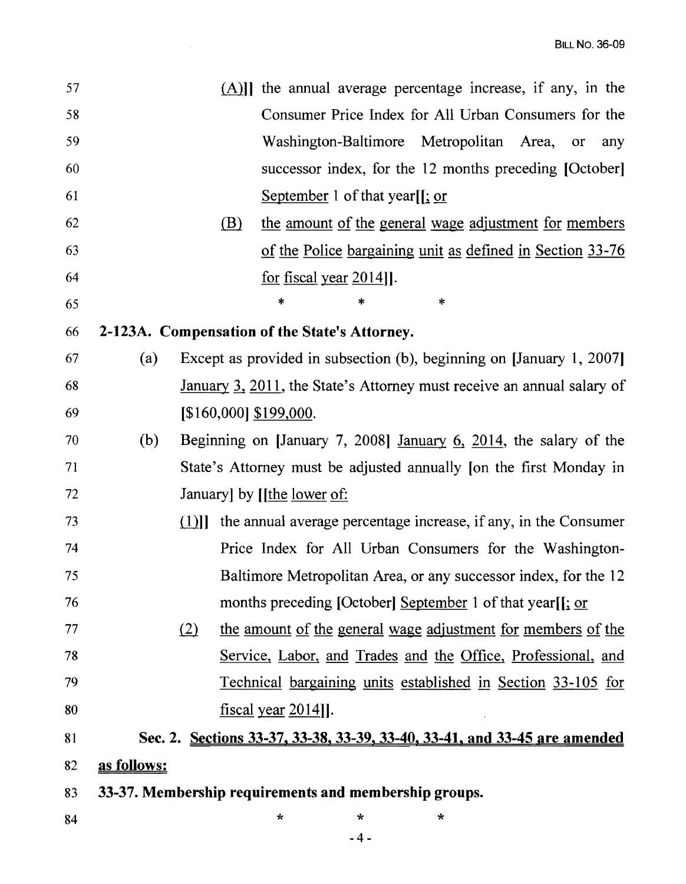57 (A)]] the annual average percentage increase, if any, in the
58 Consumer Price Index for All Urban Consumers for the
59 Washington-Baltimore Metropolitan Area, or any
60 successor index, for the 12 months preceding [October]
61 September 1 of that year[[; or
62 (B) the amount of the general wage adjustment for members
63 of the Police bargaining unit as defined in Section 33-76
64 for fiscal year 2014]].
65 * * *

66 **2-123A. Compensation of the State's Attorney.**

67 (a) Except as provided in subsection (b), beginning on [January 1, 2007]
68 January 3, 2011, the State's Attorney must receive an annual salary of
69 [$160,000] $199,000.

70 (b) Beginning on [January 7, 2008] January 6, 2014, the salary of the
71 State's Attorney must be adjusted annually [on the first Monday in
72 January] by [[the lower of:

73 (1)]] the annual average percentage increase, if any, in the Consumer
74 Price Index for All Urban Consumers for the Washington-
75 Baltimore Metropolitan Area, or any successor index, for the 12
76 months preceding [October] September 1 of that year[[; or

77 (2) the amount of the general wage adjustment for members of the
78 Service, Labor, and Trades and the Office, Professional, and
79 Technical bargaining units established in Section 33-105 for
80 fiscal year 2014]].

81 **Sec. 2. Sections 33-37, 33-38, 33-39, 33-40, 33-41, and 33-45 are amended**
82 **as follows:**

83 **33-37. Membership requirements and membership groups.**

84 * * *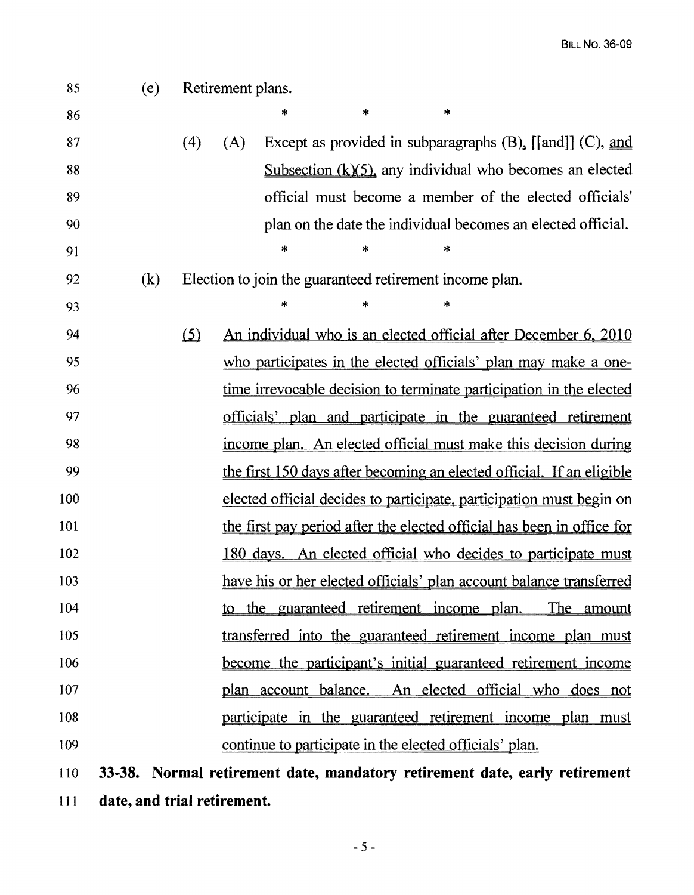(e) Retirement plans.

\* \* \*

(4) (A) Except as provided in subparagraphs (B), [[and]] (C), <u>and Subsection (k)(5),</u> any individual who becomes an elected official must become a member of the elected officials' plan on the date the individual becomes an elected official.

\* \* \*

(k) Election to join the guaranteed retirement income plan.

\* \* \*

<u>(5) An individual who is an elected official after December 6, 2010 who participates in the elected officials' plan may make a one-time irrevocable decision to terminate participation in the elected officials' plan and participate in the guaranteed retirement income plan. An elected official must make this decision during the first 150 days after becoming an elected official. If an eligible elected official decides to participate, participation must begin on the first pay period after the elected official has been in office for 180 days. An elected official who decides to participate must have his or her elected officials' plan account balance transferred to the guaranteed retirement income plan. The amount transferred into the guaranteed retirement income plan must become the participant's initial guaranteed retirement income plan account balance. An elected official who does not participate in the guaranteed retirement income plan must continue to participate in the elected officials' plan.</u>

**33-38. Normal retirement date, mandatory retirement date, early retirement date, and trial retirement.**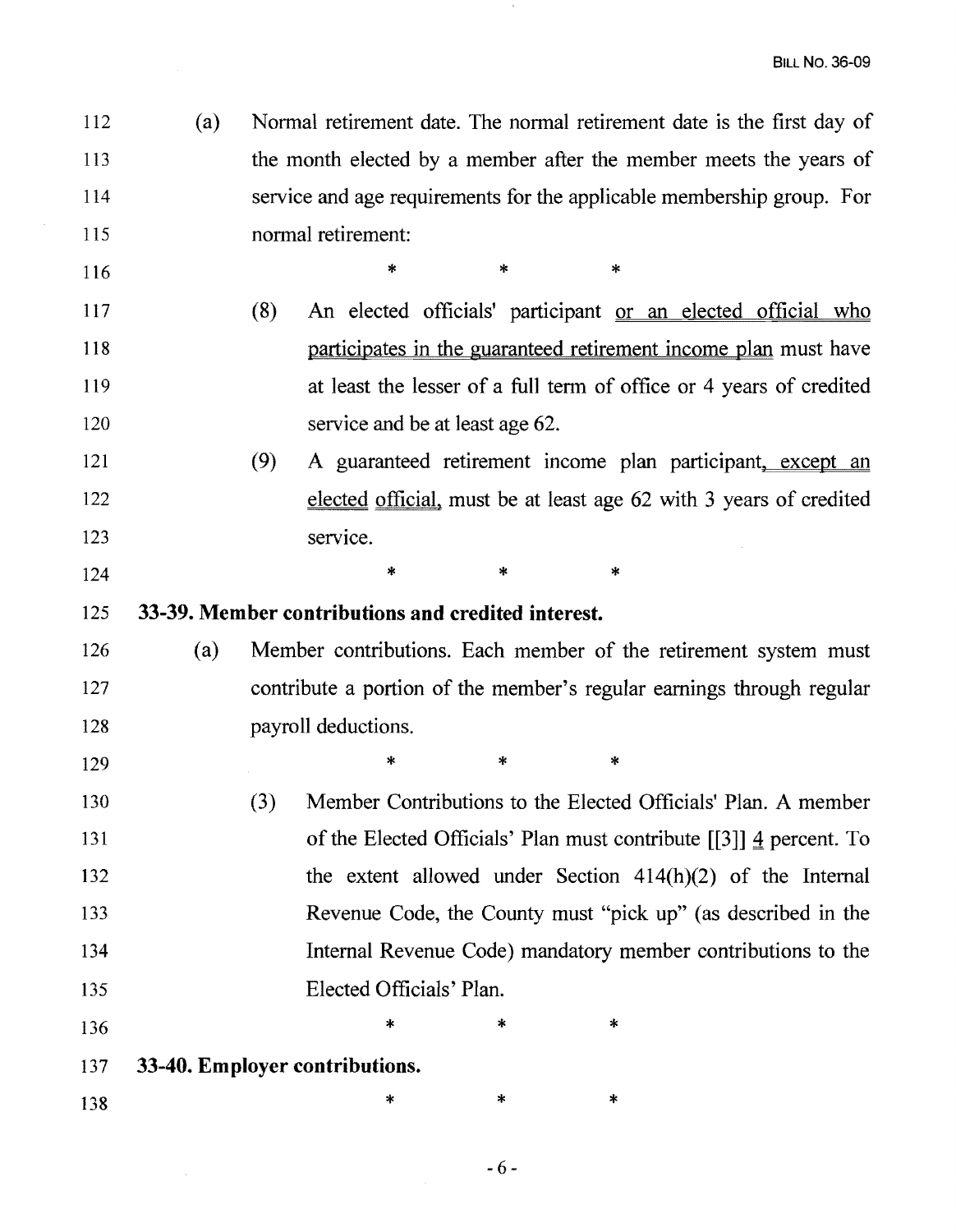(a) Normal retirement date. The normal retirement date is the first day of the month elected by a member after the member meets the years of service and age requirements for the applicable membership group. For normal retirement:

\* \* \*

(8) An elected officials' participant <u>or an elected official who participates in the guaranteed retirement income plan</u> must have at least the lesser of a full term of office or 4 years of credited service and be at least age 62.

(9) A guaranteed retirement income plan participant<u>, except an elected official,</u> must be at least age 62 with 3 years of credited service.

\* \* \*

**33-39. Member contributions and credited interest.**

(a) Member contributions. Each member of the retirement system must contribute a portion of the member's regular earnings through regular payroll deductions.

\* \* \*

(3) Member Contributions to the Elected Officials' Plan. A member of the Elected Officials' Plan must contribute [[3]] <u>4</u> percent. To the extent allowed under Section 414(h)(2) of the Internal Revenue Code, the County must "pick up" (as described in the Internal Revenue Code) mandatory member contributions to the Elected Officials' Plan.

\* \* \*

**33-40. Employer contributions.**

\* \* \*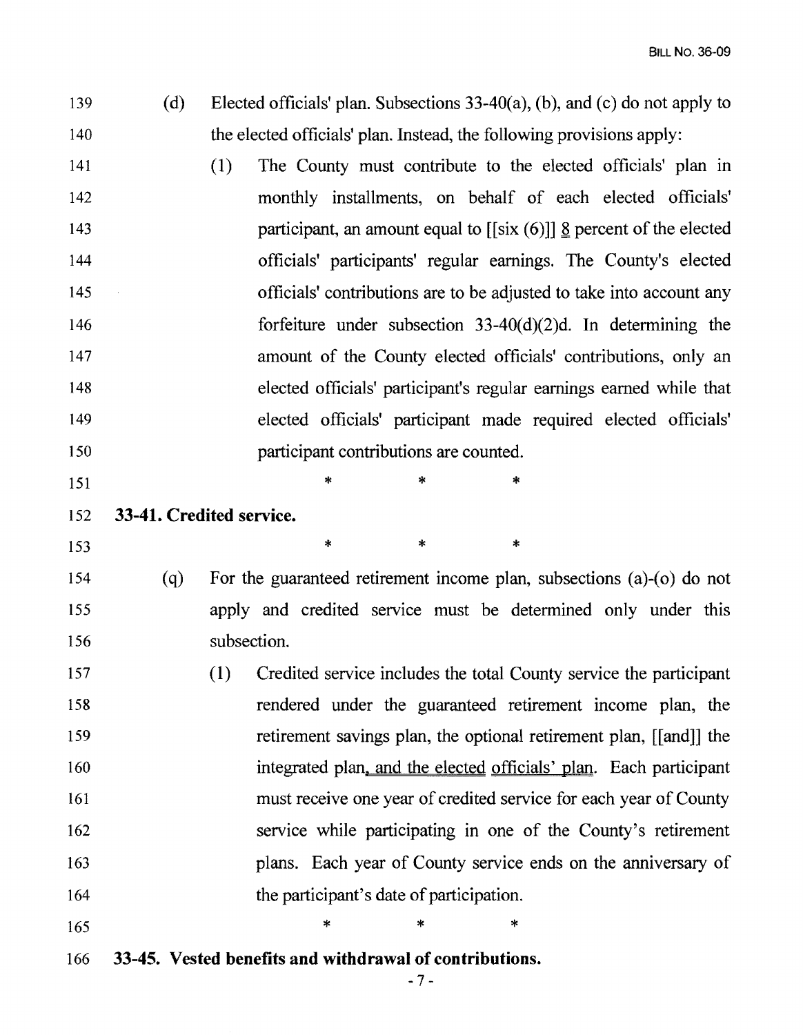139 (d) Elected officials' plan. Subsections 33-40(a), (b), and (c) do not apply to
140 the elected officials' plan. Instead, the following provisions apply:

141 (1) The County must contribute to the elected officials' plan in
142 monthly installments, on behalf of each elected officials'
143 participant, an amount equal to [[six (6)]] 8 percent of the elected
144 officials' participants' regular earnings. The County's elected
145 officials' contributions are to be adjusted to take into account any
146 forfeiture under subsection 33-40(d)(2)d. In determining the
147 amount of the County elected officials' contributions, only an
148 elected officials' participant's regular earnings earned while that
149 elected officials' participant made required elected officials'
150 participant contributions are counted.

151 \* \* \*

152 **33-41. Credited service.**

153 \* \* \*

154 (q) For the guaranteed retirement income plan, subsections (a)-(o) do not
155 apply and credited service must be determined only under this
156 subsection.

157 (1) Credited service includes the total County service the participant
158 rendered under the guaranteed retirement income plan, the
159 retirement savings plan, the optional retirement plan, [[and]] the
160 integrated plan, and the elected officials' plan. Each participant
161 must receive one year of credited service for each year of County
162 service while participating in one of the County's retirement
163 plans. Each year of County service ends on the anniversary of
164 the participant's date of participation.

165 \* \* \*

166 **33-45. Vested benefits and withdrawal of contributions.**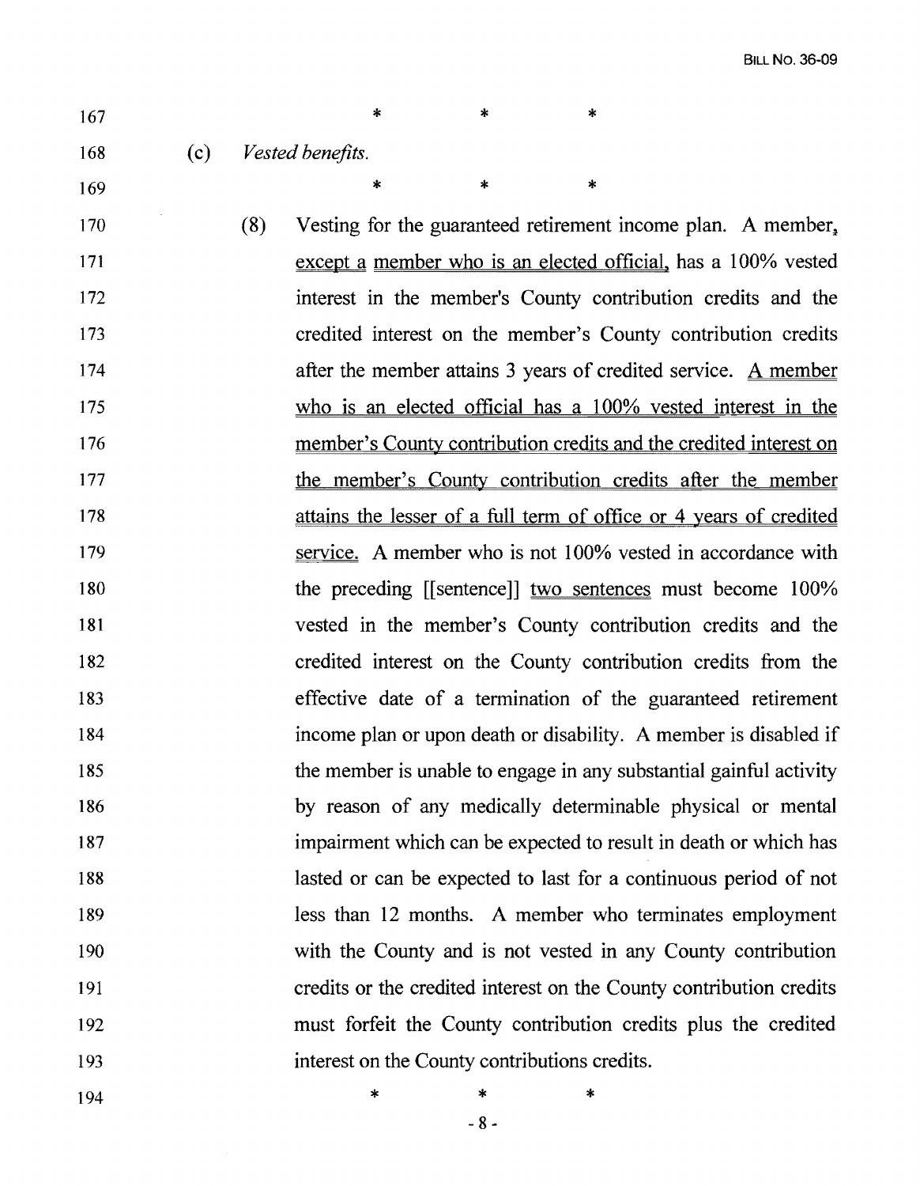\* \* \*

(c) *Vested benefits.*

\* \* \*

(8) Vesting for the guaranteed retirement income plan. A member, <u>except a member who is an elected official,</u> has a 100% vested interest in the member's County contribution credits and the credited interest on the member's County contribution credits after the member attains 3 years of credited service. <u>A member who is an elected official has a 100% vested interest in the member's County contribution credits and the credited interest on the member's County contribution credits after the member attains the lesser of a full term of office or 4 years of credited service.</u> A member who is not 100% vested in accordance with the preceding [[sentence]] <u>two sentences</u> must become 100% vested in the member's County contribution credits and the credited interest on the County contribution credits from the effective date of a termination of the guaranteed retirement income plan or upon death or disability. A member is disabled if the member is unable to engage in any substantial gainful activity by reason of any medically determinable physical or mental impairment which can be expected to result in death or which has lasted or can be expected to last for a continuous period of not less than 12 months. A member who terminates employment with the County and is not vested in any County contribution credits or the credited interest on the County contribution credits must forfeit the County contribution credits plus the credited interest on the County contributions credits.

\* \* \*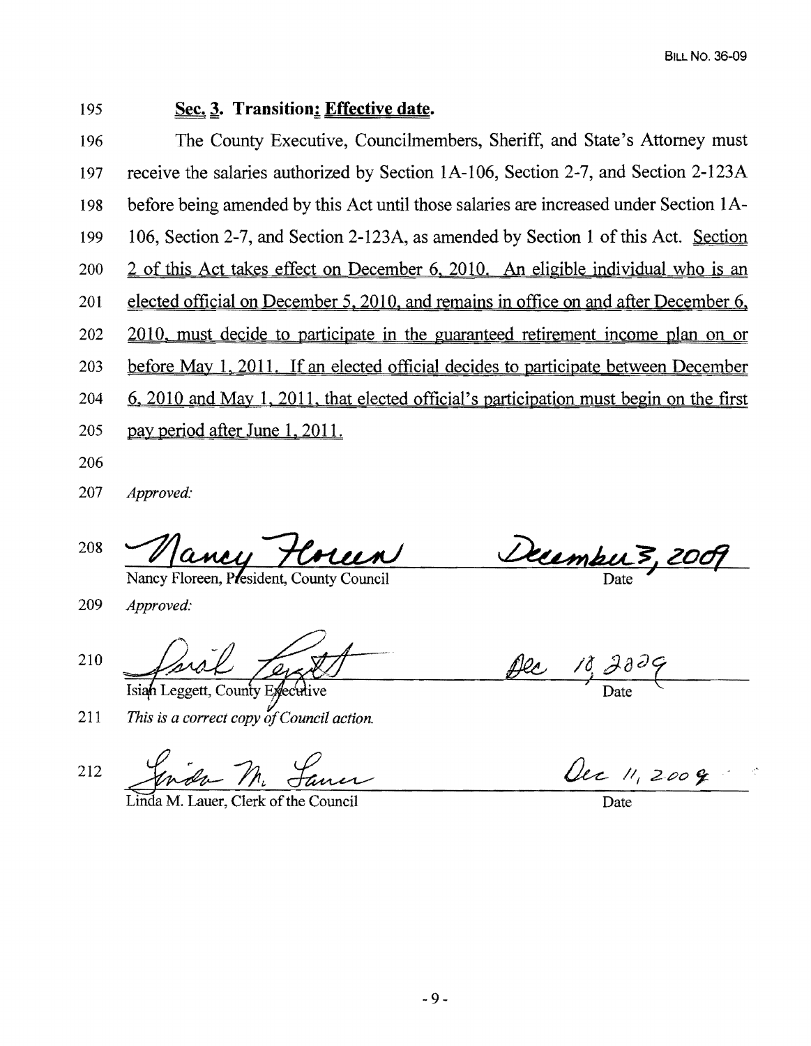**Sec. 3. Transition: Effective date.**

The County Executive, Councilmembers, Sheriff, and State's Attorney must receive the salaries authorized by Section 1A-106, Section 2-7, and Section 2-123A before being amended by this Act until those salaries are increased under Section 1A-106, Section 2-7, and Section 2-123A, as amended by Section 1 of this Act. Section 2 of this Act takes effect on December 6, 2010. An eligible individual who is an elected official on December 5, 2010, and remains in office on and after December 6, 2010, must decide to participate in the guaranteed retirement income plan on or before May 1, 2011. If an elected official decides to participate between December 6, 2010 and May 1, 2011, that elected official's participation must begin on the first pay period after June 1, 2011.

*Approved:*

Nancy Floreen, President, County Council — December 3, 2009 (Date)

*Approved:*

Isiah Leggett, County Executive — Dec 10, 2009 (Date)

*This is a correct copy of Council action.*

Linda M. Lauer, Clerk of the Council — Dec 11, 2009 (Date)